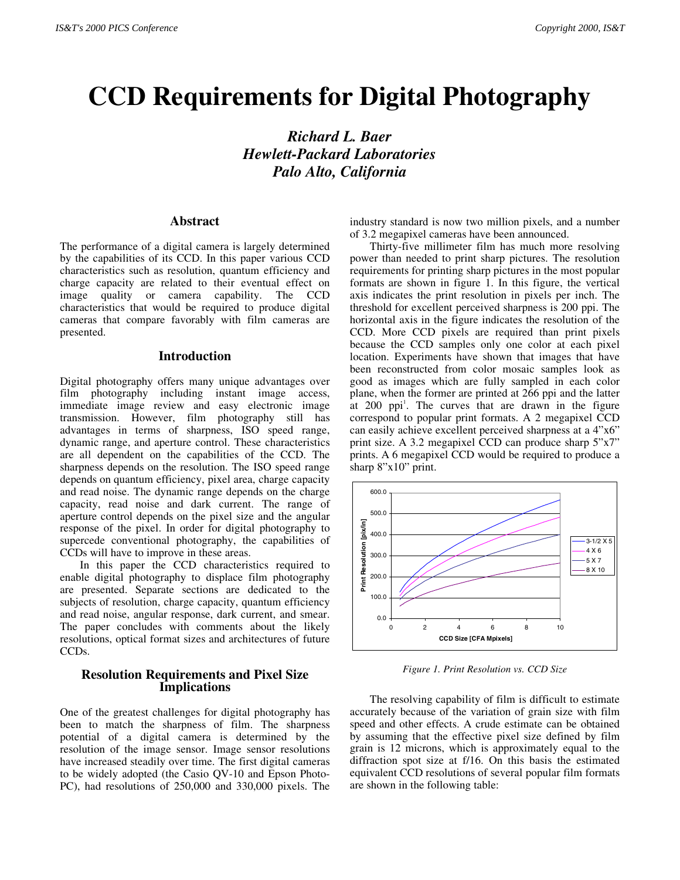# CCD Requirements for Digital Photography

***Richard L. Baer***
***Hewlett-Packard Laboratories***
***Palo Alto, California***

## Abstract

The performance of a digital camera is largely determined by the capabilities of its CCD. In this paper various CCD characteristics such as resolution, quantum efficiency and charge capacity are related to their eventual effect on image quality or camera capability. The CCD characteristics that would be required to produce digital cameras that compare favorably with film cameras are presented.

## Introduction

Digital photography offers many unique advantages over film photography including instant image access, immediate image review and easy electronic image transmission. However, film photography still has advantages in terms of sharpness, ISO speed range, dynamic range, and aperture control. These characteristics are all dependent on the capabilities of the CCD. The sharpness depends on the resolution. The ISO speed range depends on quantum efficiency, pixel area, charge capacity and read noise. The dynamic range depends on the charge capacity, read noise and dark current. The range of aperture control depends on the pixel size and the angular response of the pixel. In order for digital photography to supercede conventional photography, the capabilities of CCDs will have to improve in these areas.

In this paper the CCD characteristics required to enable digital photography to displace film photography are presented. Separate sections are dedicated to the subjects of resolution, charge capacity, quantum efficiency and read noise, angular response, dark current, and smear. The paper concludes with comments about the likely resolutions, optical format sizes and architectures of future CCDs.

## Resolution Requirements and Pixel Size Implications

One of the greatest challenges for digital photography has been to match the sharpness of film. The sharpness potential of a digital camera is determined by the resolution of the image sensor. Image sensor resolutions have increased steadily over time. The first digital cameras to be widely adopted (the Casio QV-10 and Epson Photo-PC), had resolutions of 250,000 and 330,000 pixels. The industry standard is now two million pixels, and a number of 3.2 megapixel cameras have been announced.

Thirty-five millimeter film has much more resolving power than needed to print sharp pictures. The resolution requirements for printing sharp pictures in the most popular formats are shown in figure 1. In this figure, the vertical axis indicates the print resolution in pixels per inch. The threshold for excellent perceived sharpness is 200 ppi. The horizontal axis in the figure indicates the resolution of the CCD. More CCD pixels are required than print pixels because the CCD samples only one color at each pixel location. Experiments have shown that images that have been reconstructed from color mosaic samples look as good as images which are fully sampled in each color plane, when the former are printed at 266 ppi and the latter at 200 ppi[1]. The curves that are drawn in the figure correspond to popular print formats. A 2 megapixel CCD can easily achieve excellent perceived sharpness at a 4"x6" print size. A 3.2 megapixel CCD can produce sharp 5"x7" prints. A 6 megapixel CCD would be required to produce a sharp 8"x10" print.

*Figure 1. Print Resolution vs. CCD Size*

The resolving capability of film is difficult to estimate accurately because of the variation of grain size with film speed and other effects. A crude estimate can be obtained by assuming that the effective pixel size defined by film grain is 12 microns, which is approximately equal to the diffraction spot size at f/16. On this basis the estimated equivalent CCD resolutions of several popular film formats are shown in the following table: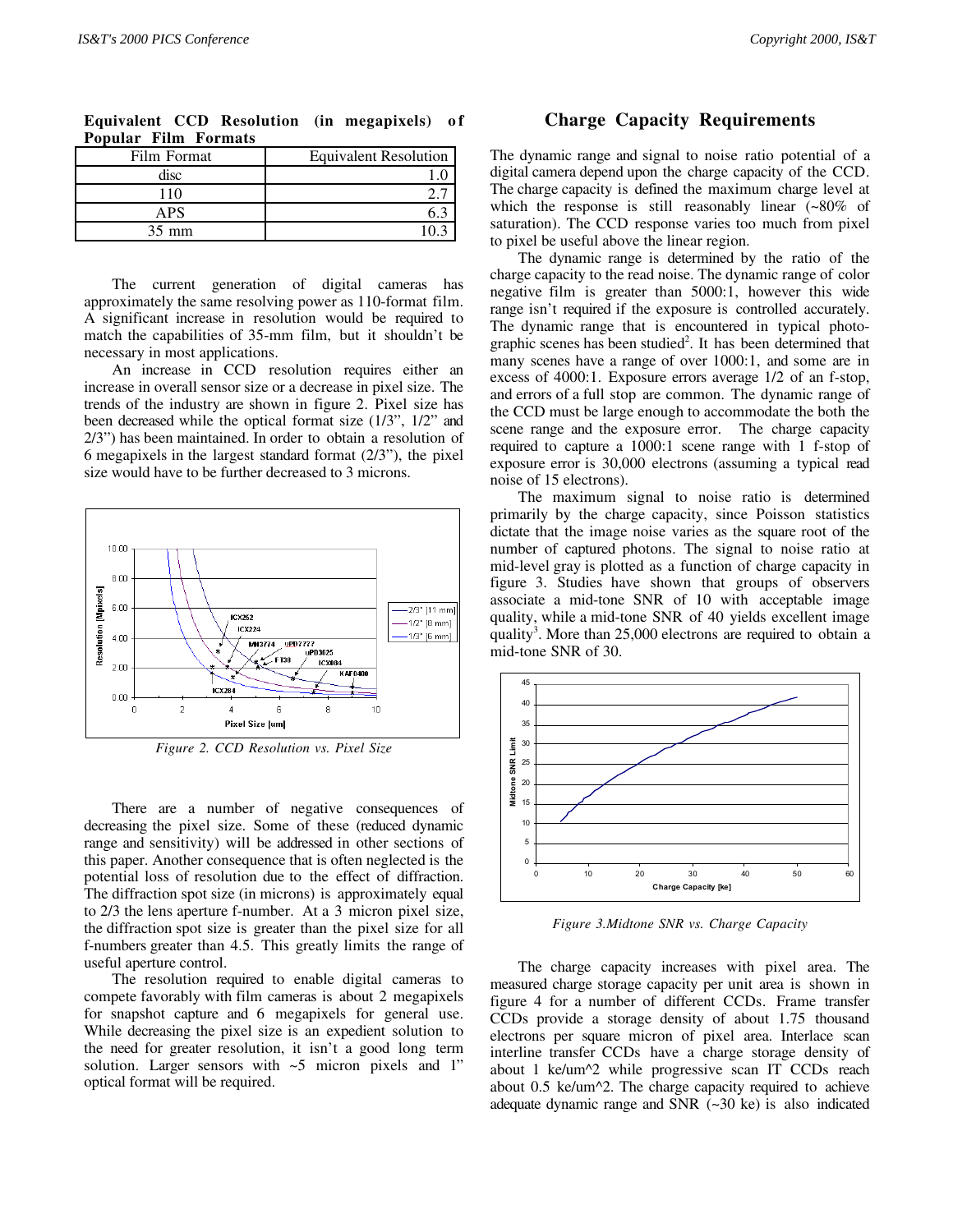**Equivalent CCD Resolution (in megapixels) of Popular Film Formats**

| Film Format | Equivalent Resolution |
| --- | --- |
| disc | 1.0 |
| 110 | 2.7 |
| APS | 6.3 |
| 35 mm | 10.3 |

The current generation of digital cameras has approximately the same resolving power as 110-format film. A significant increase in resolution would be required to match the capabilities of 35-mm film, but it shouldn't be necessary in most applications.

An increase in CCD resolution requires either an increase in overall sensor size or a decrease in pixel size. The trends of the industry are shown in figure 2. Pixel size has been decreased while the optical format size (1/3", 1/2" and 2/3") has been maintained. In order to obtain a resolution of 6 megapixels in the largest standard format (2/3"), the pixel size would have to be further decreased to 3 microns.

*Figure 2. CCD Resolution vs. Pixel Size*

There are a number of negative consequences of decreasing the pixel size. Some of these (reduced dynamic range and sensitivity) will be addressed in other sections of this paper. Another consequence that is often neglected is the potential loss of resolution due to the effect of diffraction. The diffraction spot size (in microns) is approximately equal to 2/3 the lens aperture f-number. At a 3 micron pixel size, the diffraction spot size is greater than the pixel size for all f-numbers greater than 4.5. This greatly limits the range of useful aperture control.

The resolution required to enable digital cameras to compete favorably with film cameras is about 2 megapixels for snapshot capture and 6 megapixels for general use. While decreasing the pixel size is an expedient solution to the need for greater resolution, it isn't a good long term solution. Larger sensors with ~5 micron pixels and 1" optical format will be required.

## Charge Capacity Requirements

The dynamic range and signal to noise ratio potential of a digital camera depend upon the charge capacity of the CCD. The charge capacity is defined the maximum charge level at which the response is still reasonably linear (~80% of saturation). The CCD response varies too much from pixel to pixel be useful above the linear region.

The dynamic range is determined by the ratio of the charge capacity to the read noise. The dynamic range of color negative film is greater than 5000:1, however this wide range isn't required if the exposure is controlled accurately. The dynamic range that is encountered in typical photographic scenes has been studied[2]. It has been determined that many scenes have a range of over 1000:1, and some are in excess of 4000:1. Exposure errors average 1/2 of an f-stop, and errors of a full stop are common. The dynamic range of the CCD must be large enough to accommodate the both the scene range and the exposure error. The charge capacity required to capture a 1000:1 scene range with 1 f-stop of exposure error is 30,000 electrons (assuming a typical read noise of 15 electrons).

The maximum signal to noise ratio is determined primarily by the charge capacity, since Poisson statistics dictate that the image noise varies as the square root of the number of captured photons. The signal to noise ratio at mid-level gray is plotted as a function of charge capacity in figure 3. Studies have shown that groups of observers associate a mid-tone SNR of 10 with acceptable image quality, while a mid-tone SNR of 40 yields excellent image quality[3]. More than 25,000 electrons are required to obtain a mid-tone SNR of 30.

*Figure 3.Midtone SNR vs. Charge Capacity*

The charge capacity increases with pixel area. The measured charge storage capacity per unit area is shown in figure 4 for a number of different CCDs. Frame transfer CCDs provide a storage density of about 1.75 thousand electrons per square micron of pixel area. Interlace scan interline transfer CCDs have a charge storage density of about 1 ke/um^2 while progressive scan IT CCDs reach about 0.5 ke/um^2. The charge capacity required to achieve adequate dynamic range and SNR (~30 ke) is also indicated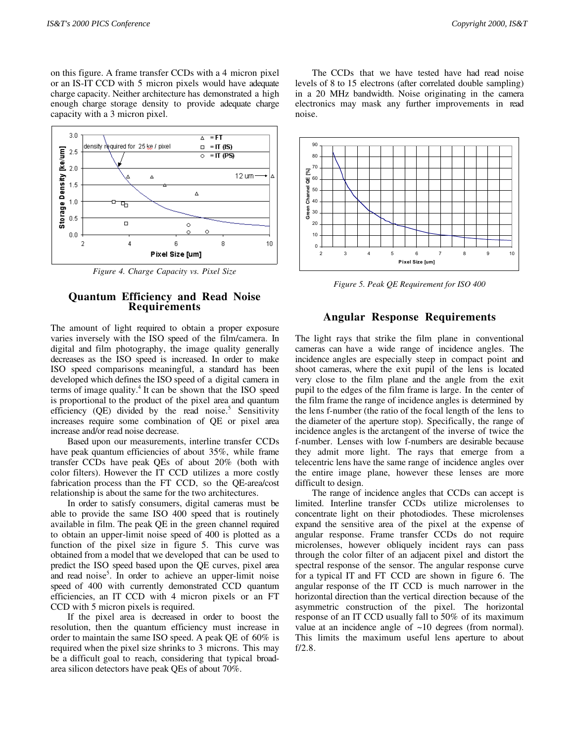on this figure. A frame transfer CCDs with a 4 micron pixel or an IS-IT CCD with 5 micron pixels would have adequate charge capacity. Neither architecture has demonstrated a high enough charge storage density to provide adequate charge capacity with a 3 micron pixel.

*Figure 4. Charge Capacity vs. Pixel Size*

## Quantum Efficiency and Read Noise Requirements

The amount of light required to obtain a proper exposure varies inversely with the ISO speed of the film/camera. In digital and film photography, the image quality generally decreases as the ISO speed is increased. In order to make ISO speed comparisons meaningful, a standard has been developed which defines the ISO speed of a digital camera in terms of image quality.[4] It can be shown that the ISO speed is proportional to the product of the pixel area and quantum efficiency (QE) divided by the read noise.[5] Sensitivity increases require some combination of QE or pixel area increase and/or read noise decrease.

Based upon our measurements, interline transfer CCDs have peak quantum efficiencies of about 35%, while frame transfer CCDs have peak QEs of about 20% (both with color filters). However the IT CCD utilizes a more costly fabrication process than the FT CCD, so the QE-area/cost relationship is about the same for the two architectures.

In order to satisfy consumers, digital cameras must be able to provide the same ISO 400 speed that is routinely available in film. The peak QE in the green channel required to obtain an upper-limit noise speed of 400 is plotted as a function of the pixel size in figure 5. This curve was obtained from a model that we developed that can be used to predict the ISO speed based upon the QE curves, pixel area and read noise[5]. In order to achieve an upper-limit noise speed of 400 with currently demonstrated CCD quantum efficiencies, an IT CCD with 4 micron pixels or an FT CCD with 5 micron pixels is required.

If the pixel area is decreased in order to boost the resolution, then the quantum efficiency must increase in order to maintain the same ISO speed. A peak QE of 60% is required when the pixel size shrinks to 3 microns. This may be a difficult goal to reach, considering that typical broad-area silicon detectors have peak QEs of about 70%.

The CCDs that we have tested have had read noise levels of 8 to 15 electrons (after correlated double sampling) in a 20 MHz bandwidth. Noise originating in the camera electronics may mask any further improvements in read noise.

*Figure 5. Peak QE Requirement for ISO 400*

## Angular Response Requirements

The light rays that strike the film plane in conventional cameras can have a wide range of incidence angles. The incidence angles are especially steep in compact point and shoot cameras, where the exit pupil of the lens is located very close to the film plane and the angle from the exit pupil to the edges of the film frame is large. In the center of the film frame the range of incidence angles is determined by the lens f-number (the ratio of the focal length of the lens to the diameter of the aperture stop). Specifically, the range of incidence angles is the arctangent of the inverse of twice the f-number. Lenses with low f-numbers are desirable because they admit more light. The rays that emerge from a telecentric lens have the same range of incidence angles over the entire image plane, however these lenses are more difficult to design.

The range of incidence angles that CCDs can accept is limited. Interline transfer CCDs utilize microlenses to concentrate light on their photodiodes. These microlenses expand the sensitive area of the pixel at the expense of angular response. Frame transfer CCDs do not require microlenses, however obliquely incident rays can pass through the color filter of an adjacent pixel and distort the spectral response of the sensor. The angular response curve for a typical IT and FT CCD are shown in figure 6. The angular response of the IT CCD is much narrower in the horizontal direction than the vertical direction because of the asymmetric construction of the pixel. The horizontal response of an IT CCD usually fall to 50% of its maximum value at an incidence angle of ~10 degrees (from normal). This limits the maximum useful lens aperture to about f/2.8.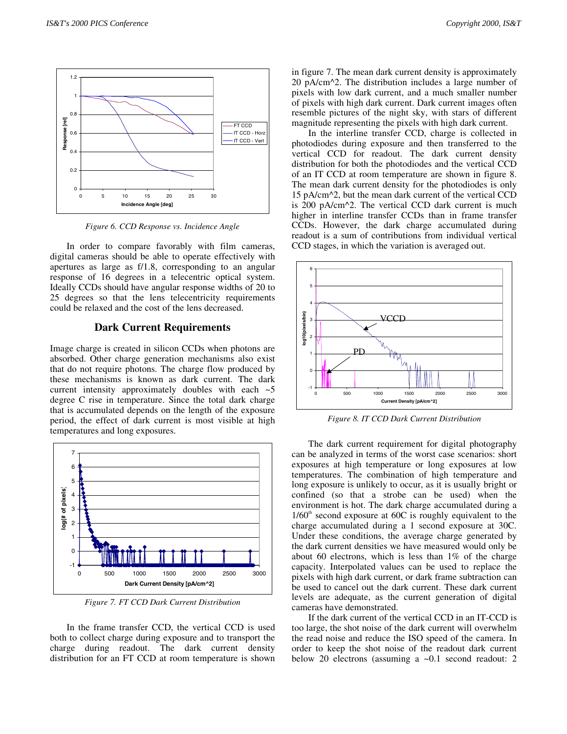Figure 6. CCD Response vs. Incidence Angle

In order to compare favorably with film cameras, digital cameras should be able to operate effectively with apertures as large as f/1.8, corresponding to an angular response of 16 degrees in a telecentric optical system. Ideally CCDs should have angular response widths of 20 to 25 degrees so that the lens telecentricity requirements could be relaxed and the cost of the lens decreased.

## Dark Current Requirements

Image charge is created in silicon CCDs when photons are absorbed. Other charge generation mechanisms also exist that do not require photons. The charge flow produced by these mechanisms is known as dark current. The dark current intensity approximately doubles with each ~5 degree C rise in temperature. Since the total dark charge that is accumulated depends on the length of the exposure period, the effect of dark current is most visible at high temperatures and long exposures.

Figure 7. FT CCD Dark Current Distribution

In the frame transfer CCD, the vertical CCD is used both to collect charge during exposure and to transport the charge during readout. The dark current density distribution for an FT CCD at room temperature is shown in figure 7. The mean dark current density is approximately 20 pA/cm^2. The distribution includes a large number of pixels with low dark current, and a much smaller number of pixels with high dark current. Dark current images often resemble pictures of the night sky, with stars of different magnitude representing the pixels with high dark current.

In the interline transfer CCD, charge is collected in photodiodes during exposure and then transferred to the vertical CCD for readout. The dark current density distribution for both the photodiodes and the vertical CCD of an IT CCD at room temperature are shown in figure 8. The mean dark current density for the photodiodes is only 15 pA/cm^2, but the mean dark current of the vertical CCD is 200 pA/cm^2. The vertical CCD dark current is much higher in interline transfer CCDs than in frame transfer CCDs. However, the dark charge accumulated during readout is a sum of contributions from individual vertical CCD stages, in which the variation is averaged out.

Figure 8. IT CCD Dark Current Distribution

The dark current requirement for digital photography can be analyzed in terms of the worst case scenarios: short exposures at high temperature or long exposures at low temperatures. The combination of high temperature and long exposure is unlikely to occur, as it is usually bright or confined (so that a strobe can be used) when the environment is hot. The dark charge accumulated during a 1/60[th] second exposure at 60C is roughly equivalent to the charge accumulated during a 1 second exposure at 30C. Under these conditions, the average charge generated by the dark current densities we have measured would only be about 60 electrons, which is less than 1% of the charge capacity. Interpolated values can be used to replace the pixels with high dark current, or dark frame subtraction can be used to cancel out the dark current. These dark current levels are adequate, as the current generation of digital cameras have demonstrated.

If the dark current of the vertical CCD in an IT-CCD is too large, the shot noise of the dark current will overwhelm the read noise and reduce the ISO speed of the camera. In order to keep the shot noise of the readout dark current below 20 electrons (assuming a ~0.1 second readout: 2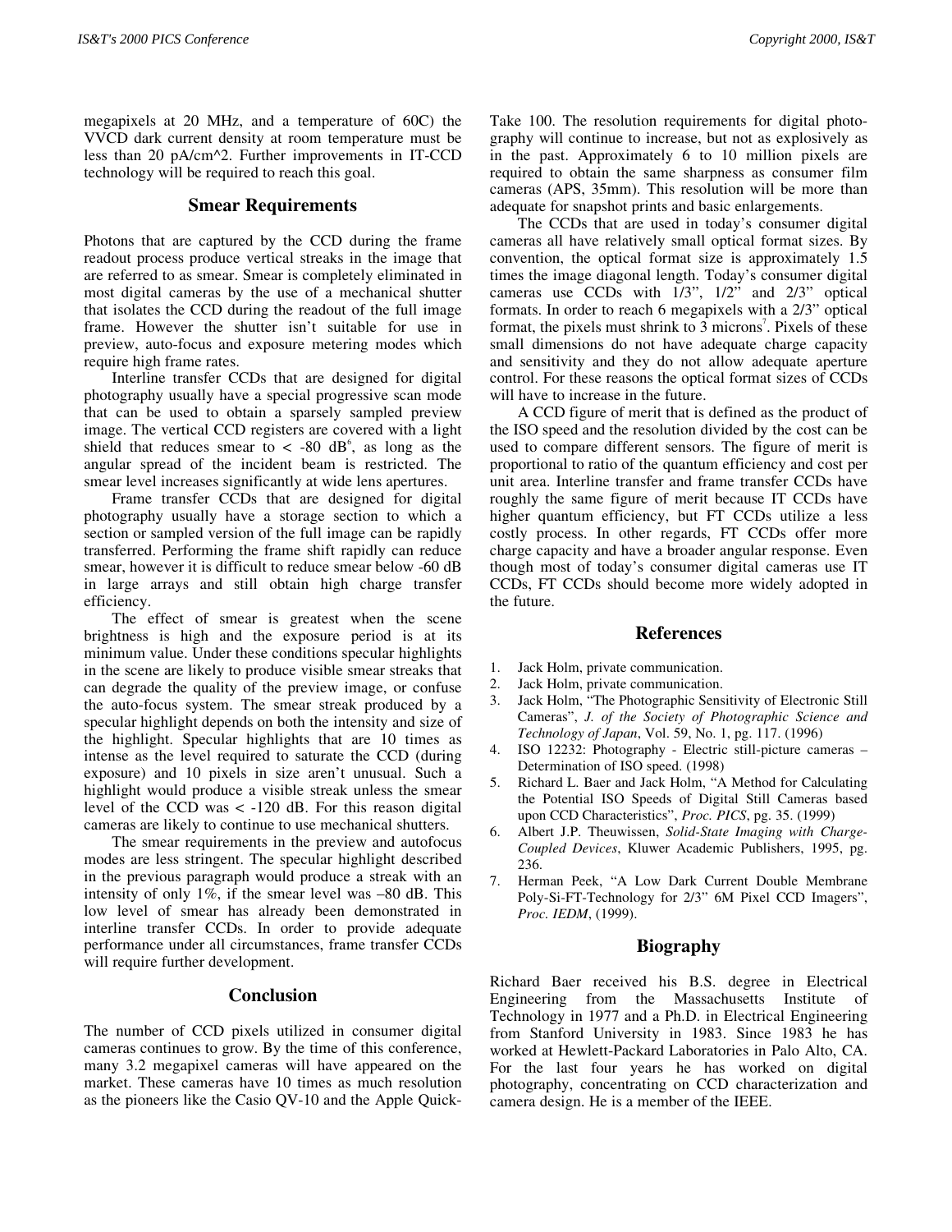megapixels at 20 MHz, and a temperature of 60C) the VVCD dark current density at room temperature must be less than 20 pA/cm^2. Further improvements in IT-CCD technology will be required to reach this goal.

## Smear Requirements

Photons that are captured by the CCD during the frame readout process produce vertical streaks in the image that are referred to as smear. Smear is completely eliminated in most digital cameras by the use of a mechanical shutter that isolates the CCD during the readout of the full image frame. However the shutter isn't suitable for use in preview, auto-focus and exposure metering modes which require high frame rates.

Interline transfer CCDs that are designed for digital photography usually have a special progressive scan mode that can be used to obtain a sparsely sampled preview image. The vertical CCD registers are covered with a light shield that reduces smear to < -80 dB[6], as long as the angular spread of the incident beam is restricted. The smear level increases significantly at wide lens apertures.

Frame transfer CCDs that are designed for digital photography usually have a storage section to which a section or sampled version of the full image can be rapidly transferred. Performing the frame shift rapidly can reduce smear, however it is difficult to reduce smear below -60 dB in large arrays and still obtain high charge transfer efficiency.

The effect of smear is greatest when the scene brightness is high and the exposure period is at its minimum value. Under these conditions specular highlights in the scene are likely to produce visible smear streaks that can degrade the quality of the preview image, or confuse the auto-focus system. The smear streak produced by a specular highlight depends on both the intensity and size of the highlight. Specular highlights that are 10 times as intense as the level required to saturate the CCD (during exposure) and 10 pixels in size aren't unusual. Such a highlight would produce a visible streak unless the smear level of the CCD was < -120 dB. For this reason digital cameras are likely to continue to use mechanical shutters.

The smear requirements in the preview and autofocus modes are less stringent. The specular highlight described in the previous paragraph would produce a streak with an intensity of only 1%, if the smear level was –80 dB. This low level of smear has already been demonstrated in interline transfer CCDs. In order to provide adequate performance under all circumstances, frame transfer CCDs will require further development.

## Conclusion

The number of CCD pixels utilized in consumer digital cameras continues to grow. By the time of this conference, many 3.2 megapixel cameras will have appeared on the market. These cameras have 10 times as much resolution as the pioneers like the Casio QV-10 and the Apple Quick-Take 100. The resolution requirements for digital photography will continue to increase, but not as explosively as in the past. Approximately 6 to 10 million pixels are required to obtain the same sharpness as consumer film cameras (APS, 35mm). This resolution will be more than adequate for snapshot prints and basic enlargements.

The CCDs that are used in today's consumer digital cameras all have relatively small optical format sizes. By convention, the optical format size is approximately 1.5 times the image diagonal length. Today's consumer digital cameras use CCDs with 1/3", 1/2" and 2/3" optical formats. In order to reach 6 megapixels with a 2/3" optical format, the pixels must shrink to 3 microns[7]. Pixels of these small dimensions do not have adequate charge capacity and sensitivity and they do not allow adequate aperture control. For these reasons the optical format sizes of CCDs will have to increase in the future.

A CCD figure of merit that is defined as the product of the ISO speed and the resolution divided by the cost can be used to compare different sensors. The figure of merit is proportional to ratio of the quantum efficiency and cost per unit area. Interline transfer and frame transfer CCDs have roughly the same figure of merit because IT CCDs have higher quantum efficiency, but FT CCDs utilize a less costly process. In other regards, FT CCDs offer more charge capacity and have a broader angular response. Even though most of today's consumer digital cameras use IT CCDs, FT CCDs should become more widely adopted in the future.

## References

1. Jack Holm, private communication.
2. Jack Holm, private communication.
3. Jack Holm, "The Photographic Sensitivity of Electronic Still Cameras", *J. of the Society of Photographic Science and Technology of Japan*, Vol. 59, No. 1, pg. 117. (1996)
4. ISO 12232: Photography - Electric still-picture cameras – Determination of ISO speed. (1998)
5. Richard L. Baer and Jack Holm, "A Method for Calculating the Potential ISO Speeds of Digital Still Cameras based upon CCD Characteristics", *Proc. PICS*, pg. 35. (1999)
6. Albert J.P. Theuwissen, *Solid-State Imaging with Charge-Coupled Devices*, Kluwer Academic Publishers, 1995, pg. 236.
7. Herman Peek, "A Low Dark Current Double Membrane Poly-Si-FT-Technology for 2/3" 6M Pixel CCD Imagers", *Proc. IEDM*, (1999).

## Biography

Richard Baer received his B.S. degree in Electrical Engineering from the Massachusetts Institute of Technology in 1977 and a Ph.D. in Electrical Engineering from Stanford University in 1983. Since 1983 he has worked at Hewlett-Packard Laboratories in Palo Alto, CA. For the last four years he has worked on digital photography, concentrating on CCD characterization and camera design. He is a member of the IEEE.